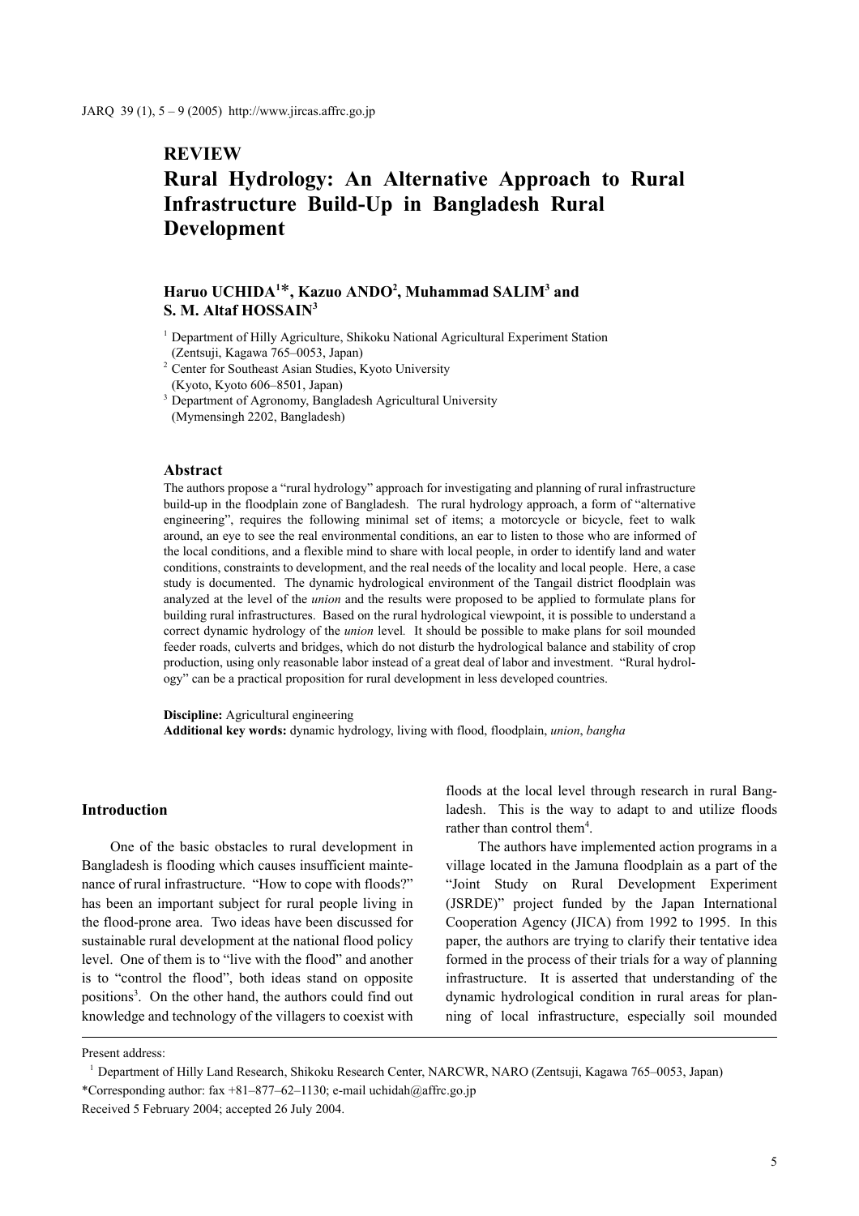## REVIEW

# Rural Hydrology: An Alternative Approach to Rural Infrastructure Build-Up in Bangladesh Rural Development

### Haruo UCHIDA[1]*, Kazuo ANDO[2], Muhammad SALIM[3] and S. M. Altaf HOSSAIN[3]

[1] Department of Hilly Agriculture, Shikoku National Agricultural Experiment Station (Zentsuji, Kagawa 765–0053, Japan)

[2] Center for Southeast Asian Studies, Kyoto University (Kyoto, Kyoto 606–8501, Japan)

[3] Department of Agronomy, Bangladesh Agricultural University (Mymensingh 2202, Bangladesh)

### Abstract

The authors propose a "rural hydrology" approach for investigating and planning of rural infrastructure build-up in the floodplain zone of Bangladesh. The rural hydrology approach, a form of "alternative engineering", requires the following minimal set of items; a motorcycle or bicycle, feet to walk around, an eye to see the real environmental conditions, an ear to listen to those who are informed of the local conditions, and a flexible mind to share with local people, in order to identify land and water conditions, constraints to development, and the real needs of the locality and local people. Here, a case study is documented. The dynamic hydrological environment of the Tangail district floodplain was analyzed at the level of the *union* and the results were proposed to be applied to formulate plans for building rural infrastructures. Based on the rural hydrological viewpoint, it is possible to understand a correct dynamic hydrology of the *union* level. It should be possible to make plans for soil mounded feeder roads, culverts and bridges, which do not disturb the hydrological balance and stability of crop production, using only reasonable labor instead of a great deal of labor and investment. "Rural hydrology" can be a practical proposition for rural development in less developed countries.

**Discipline:** Agricultural engineering
**Additional key words:** dynamic hydrology, living with flood, floodplain, *union*, *bangha*

## Introduction

One of the basic obstacles to rural development in Bangladesh is flooding which causes insufficient maintenance of rural infrastructure. "How to cope with floods?" has been an important subject for rural people living in the flood-prone area. Two ideas have been discussed for sustainable rural development at the national flood policy level. One of them is to "live with the flood" and another is to "control the flood", both ideas stand on opposite positions[3]. On the other hand, the authors could find out knowledge and technology of the villagers to coexist with floods at the local level through research in rural Bangladesh. This is the way to adapt to and utilize floods rather than control them[4].

The authors have implemented action programs in a village located in the Jamuna floodplain as a part of the "Joint Study on Rural Development Experiment (JSRDE)" project funded by the Japan International Cooperation Agency (JICA) from 1992 to 1995. In this paper, the authors are trying to clarify their tentative idea formed in the process of their trials for a way of planning infrastructure. It is asserted that understanding of the dynamic hydrological condition in rural areas for planning of local infrastructure, especially soil mounded

---

Present address:

[1] Department of Hilly Land Research, Shikoku Research Center, NARCWR, NARO (Zentsuji, Kagawa 765–0053, Japan)

*Corresponding author: fax +81–877–62–1130; e-mail uchidah@affrc.go.jp

Received 5 February 2004; accepted 26 July 2004.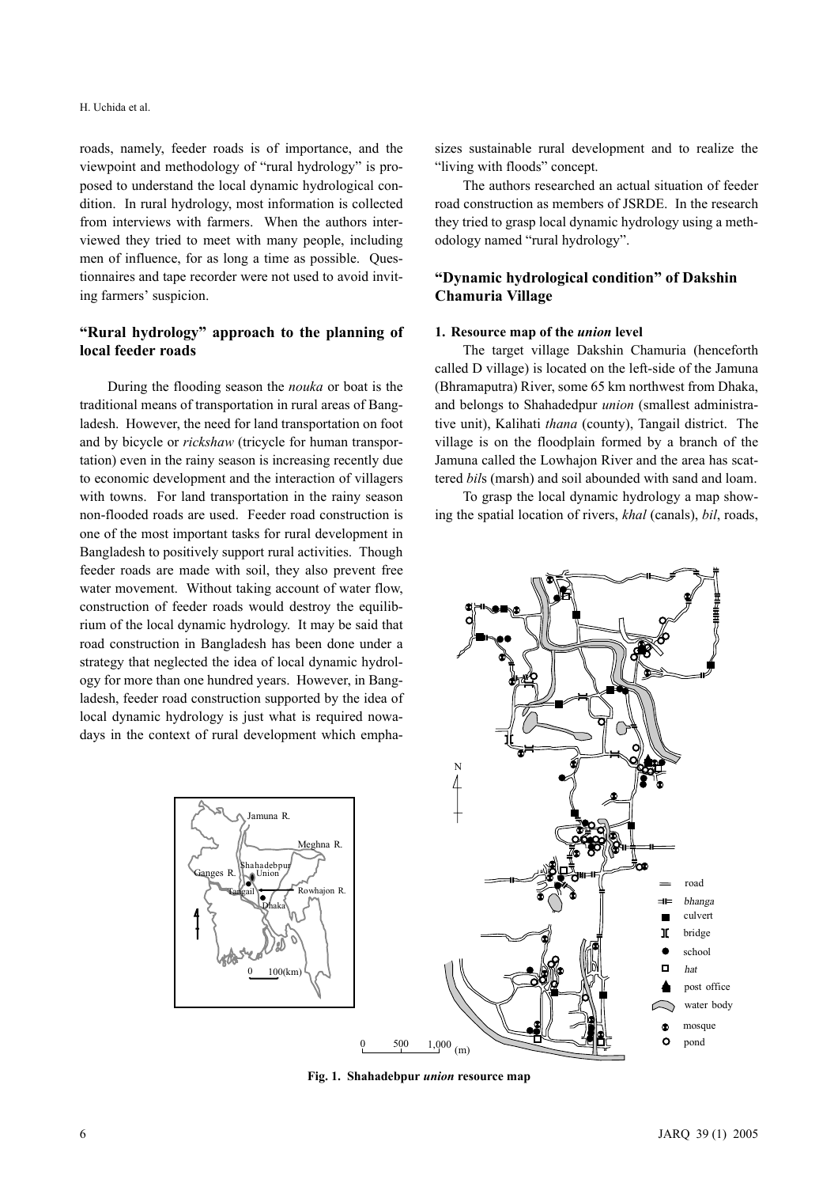roads, namely, feeder roads is of importance, and the viewpoint and methodology of "rural hydrology" is proposed to understand the local dynamic hydrological condition. In rural hydrology, most information is collected from interviews with farmers. When the authors interviewed they tried to meet with many people, including men of influence, for as long a time as possible. Questionnaires and tape recorder were not used to avoid inviting farmers' suspicion.

## "Rural hydrology" approach to the planning of local feeder roads

During the flooding season the *nouka* or boat is the traditional means of transportation in rural areas of Bangladesh. However, the need for land transportation on foot and by bicycle or *rickshaw* (tricycle for human transportation) even in the rainy season is increasing recently due to economic development and the interaction of villagers with towns. For land transportation in the rainy season non-flooded roads are used. Feeder road construction is one of the most important tasks for rural development in Bangladesh to positively support rural activities. Though feeder roads are made with soil, they also prevent free water movement. Without taking account of water flow, construction of feeder roads would destroy the equilibrium of the local dynamic hydrology. It may be said that road construction in Bangladesh has been done under a strategy that neglected the idea of local dynamic hydrology for more than one hundred years. However, in Bangladesh, feeder road construction supported by the idea of local dynamic hydrology is just what is required nowadays in the context of rural development which emphasizes sustainable rural development and to realize the "living with floods" concept.

The authors researched an actual situation of feeder road construction as members of JSRDE. In the research they tried to grasp local dynamic hydrology using a methodology named "rural hydrology".

## "Dynamic hydrological condition" of Dakshin Chamuria Village

### 1. Resource map of the *union* level

The target village Dakshin Chamuria (henceforth called D village) is located on the left-side of the Jamuna (Bhramaputra) River, some 65 km northwest from Dhaka, and belongs to Shahadedpur *union* (smallest administrative unit), Kalihati *thana* (county), Tangail district. The village is on the floodplain formed by a branch of the Jamuna called the Lowhajon River and the area has scattered *bil*s (marsh) and soil abounded with sand and loam.

To grasp the local dynamic hydrology a map showing the spatial location of rivers, *khal* (canals), *bil*, roads,

**Fig. 1. Shahadebpur *union* resource map**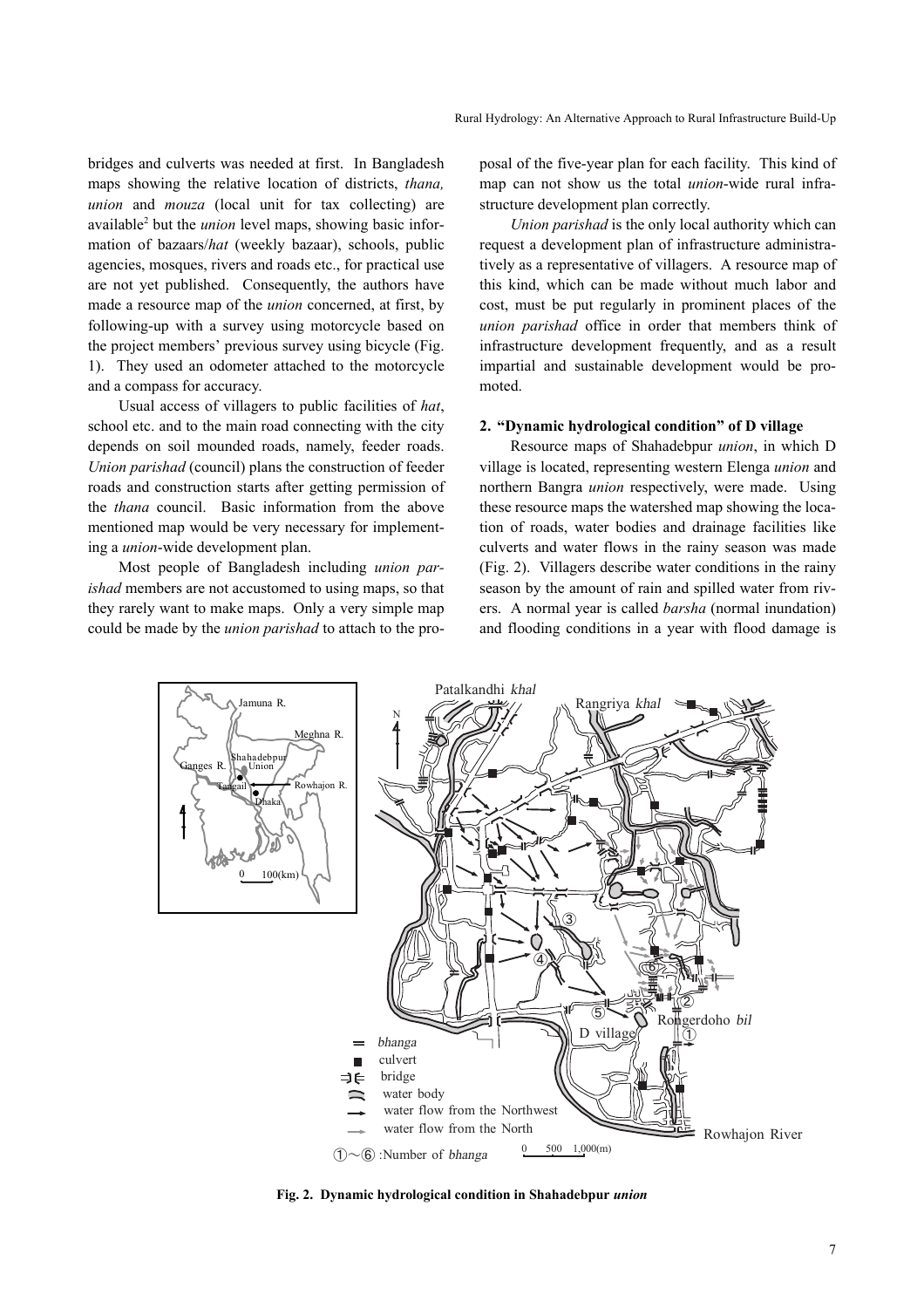bridges and culverts was needed at first. In Bangladesh maps showing the relative location of districts, *thana, union* and *mouza* (local unit for tax collecting) are available[2] but the *union* level maps, showing basic information of bazaars/*hat* (weekly bazaar), schools, public agencies, mosques, rivers and roads etc., for practical use are not yet published. Consequently, the authors have made a resource map of the *union* concerned, at first, by following-up with a survey using motorcycle based on the project members' previous survey using bicycle (Fig. 1). They used an odometer attached to the motorcycle and a compass for accuracy.

Usual access of villagers to public facilities of *hat*, school etc. and to the main road connecting with the city depends on soil mounded roads, namely, feeder roads. *Union parishad* (council) plans the construction of feeder roads and construction starts after getting permission of the *thana* council. Basic information from the above mentioned map would be very necessary for implementing a *union*-wide development plan.

Most people of Bangladesh including *union parishad* members are not accustomed to using maps, so that they rarely want to make maps. Only a very simple map could be made by the *union parishad* to attach to the proposal of the five-year plan for each facility. This kind of map can not show us the total *union*-wide rural infrastructure development plan correctly.

*Union parishad* is the only local authority which can request a development plan of infrastructure administratively as a representative of villagers. A resource map of this kind, which can be made without much labor and cost, must be put regularly in prominent places of the *union parishad* office in order that members think of infrastructure development frequently, and as a result impartial and sustainable development would be promoted.

## 2. "Dynamic hydrological condition" of D village

Resource maps of Shahadebpur *union*, in which D village is located, representing western Elenga *union* and northern Bangra *union* respectively, were made. Using these resource maps the watershed map showing the location of roads, water bodies and drainage facilities like culverts and water flows in the rainy season was made (Fig. 2). Villagers describe water conditions in the rainy season by the amount of rain and spilled water from rivers. A normal year is called *barsha* (normal inundation) and flooding conditions in a year with flood damage is

**Fig. 2. Dynamic hydrological condition in Shahadebpur *union***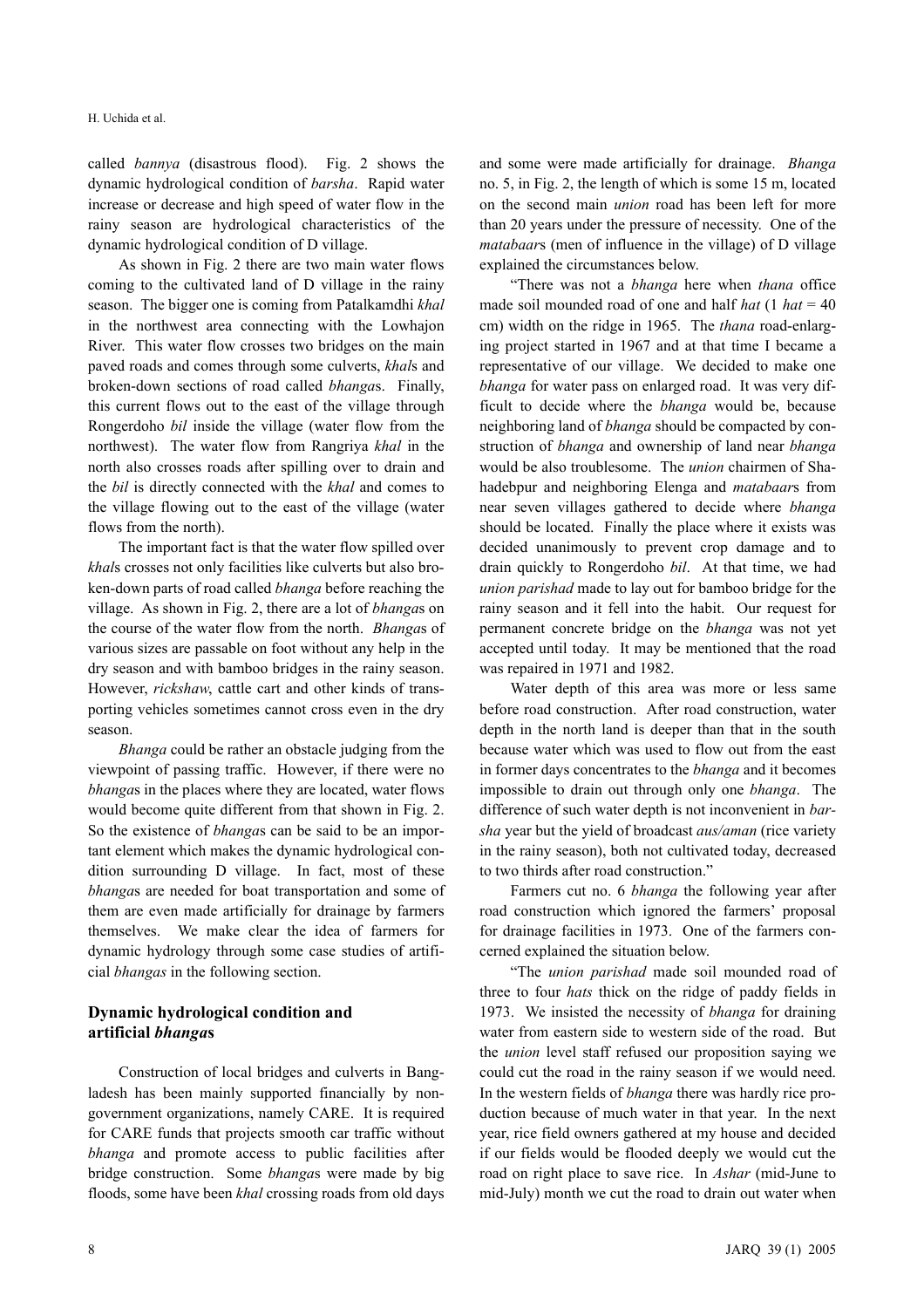called *bannya* (disastrous flood). Fig. 2 shows the dynamic hydrological condition of *barsha*. Rapid water increase or decrease and high speed of water flow in the rainy season are hydrological characteristics of the dynamic hydrological condition of D village.

As shown in Fig. 2 there are two main water flows coming to the cultivated land of D village in the rainy season. The bigger one is coming from Patalkamdhi *khal* in the northwest area connecting with the Lowhajon River. This water flow crosses two bridges on the main paved roads and comes through some culverts, *khal*s and broken-down sections of road called *bhanga*s. Finally, this current flows out to the east of the village through Rongerdoho *bil* inside the village (water flow from the northwest). The water flow from Rangriya *khal* in the north also crosses roads after spilling over to drain and the *bil* is directly connected with the *khal* and comes to the village flowing out to the east of the village (water flows from the north).

The important fact is that the water flow spilled over *khal*s crosses not only facilities like culverts but also broken-down parts of road called *bhanga* before reaching the village. As shown in Fig. 2, there are a lot of *bhanga*s on the course of the water flow from the north. *Bhanga*s of various sizes are passable on foot without any help in the dry season and with bamboo bridges in the rainy season. However, *rickshaw*, cattle cart and other kinds of transporting vehicles sometimes cannot cross even in the dry season.

*Bhanga* could be rather an obstacle judging from the viewpoint of passing traffic. However, if there were no *bhanga*s in the places where they are located, water flows would become quite different from that shown in Fig. 2. So the existence of *bhanga*s can be said to be an important element which makes the dynamic hydrological condition surrounding D village. In fact, most of these *bhanga*s are needed for boat transportation and some of them are even made artificially for drainage by farmers themselves. We make clear the idea of farmers for dynamic hydrology through some case studies of artificial *bhangas* in the following section.

## Dynamic hydrological condition and artificial *bhanga*s

Construction of local bridges and culverts in Bangladesh has been mainly supported financially by non-government organizations, namely CARE. It is required for CARE funds that projects smooth car traffic without *bhanga* and promote access to public facilities after bridge construction. Some *bhanga*s were made by big floods, some have been *khal* crossing roads from old days and some were made artificially for drainage. *Bhanga* no. 5, in Fig. 2, the length of which is some 15 m, located on the second main *union* road has been left for more than 20 years under the pressure of necessity. One of the *matabaar*s (men of influence in the village) of D village explained the circumstances below.

"There was not a *bhanga* here when *thana* office made soil mounded road of one and half *hat* (1 *hat* = 40 cm) width on the ridge in 1965. The *thana* road-enlarging project started in 1967 and at that time I became a representative of our village. We decided to make one *bhanga* for water pass on enlarged road. It was very difficult to decide where the *bhanga* would be, because neighboring land of *bhanga* should be compacted by construction of *bhanga* and ownership of land near *bhanga* would be also troublesome. The *union* chairmen of Shahadebpur and neighboring Elenga and *matabaar*s from near seven villages gathered to decide where *bhanga* should be located. Finally the place where it exists was decided unanimously to prevent crop damage and to drain quickly to Rongerdoho *bil*. At that time, we had *union parishad* made to lay out for bamboo bridge for the rainy season and it fell into the habit. Our request for permanent concrete bridge on the *bhanga* was not yet accepted until today. It may be mentioned that the road was repaired in 1971 and 1982.

Water depth of this area was more or less same before road construction. After road construction, water depth in the north land is deeper than that in the south because water which was used to flow out from the east in former days concentrates to the *bhanga* and it becomes impossible to drain out through only one *bhanga*. The difference of such water depth is not inconvenient in *barsha* year but the yield of broadcast *aus/aman* (rice variety in the rainy season), both not cultivated today, decreased to two thirds after road construction."

Farmers cut no. 6 *bhanga* the following year after road construction which ignored the farmers' proposal for drainage facilities in 1973. One of the farmers concerned explained the situation below.

"The *union parishad* made soil mounded road of three to four *hats* thick on the ridge of paddy fields in 1973. We insisted the necessity of *bhanga* for draining water from eastern side to western side of the road. But the *union* level staff refused our proposition saying we could cut the road in the rainy season if we would need. In the western fields of *bhanga* there was hardly rice production because of much water in that year. In the next year, rice field owners gathered at my house and decided if our fields would be flooded deeply we would cut the road on right place to save rice. In *Ashar* (mid-June to mid-July) month we cut the road to drain out water when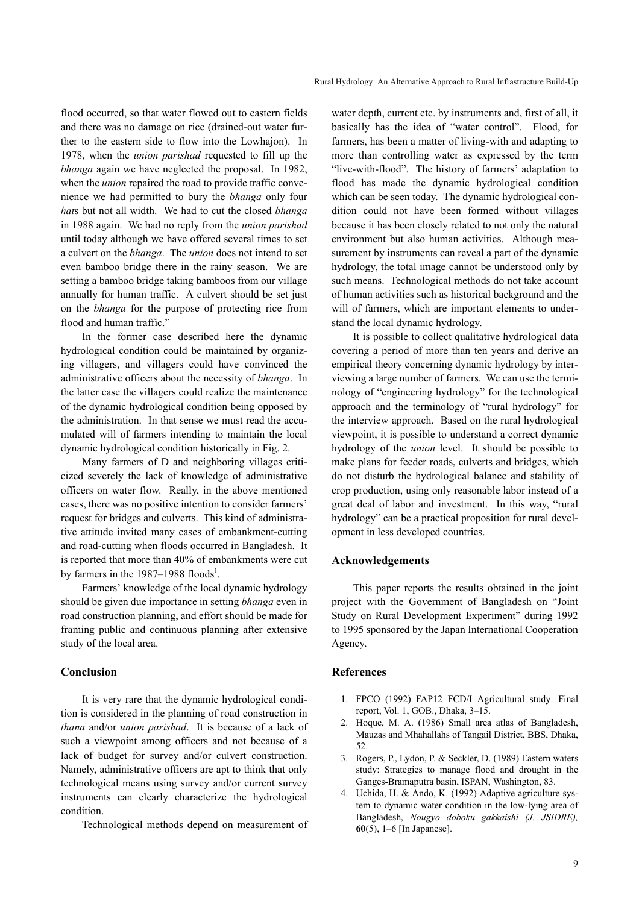flood occurred, so that water flowed out to eastern fields and there was no damage on rice (drained-out water further to the eastern side to flow into the Lowhajon). In 1978, when the *union parishad* requested to fill up the *bhanga* again we have neglected the proposal. In 1982, when the *union* repaired the road to provide traffic convenience we had permitted to bury the *bhanga* only four *hat*s but not all width. We had to cut the closed *bhanga* in 1988 again. We had no reply from the *union parishad* until today although we have offered several times to set a culvert on the *bhanga*. The *union* does not intend to set even bamboo bridge there in the rainy season. We are setting a bamboo bridge taking bamboos from our village annually for human traffic. A culvert should be set just on the *bhanga* for the purpose of protecting rice from flood and human traffic."

In the former case described here the dynamic hydrological condition could be maintained by organizing villagers, and villagers could have convinced the administrative officers about the necessity of *bhanga*. In the latter case the villagers could realize the maintenance of the dynamic hydrological condition being opposed by the administration. In that sense we must read the accumulated will of farmers intending to maintain the local dynamic hydrological condition historically in Fig. 2.

Many farmers of D and neighboring villages criticized severely the lack of knowledge of administrative officers on water flow. Really, in the above mentioned cases, there was no positive intention to consider farmers' request for bridges and culverts. This kind of administrative attitude invited many cases of embankment-cutting and road-cutting when floods occurred in Bangladesh. It is reported that more than 40% of embankments were cut by farmers in the 1987–1988 floods[1].

Farmers' knowledge of the local dynamic hydrology should be given due importance in setting *bhanga* even in road construction planning, and effort should be made for framing public and continuous planning after extensive study of the local area.

## Conclusion

It is very rare that the dynamic hydrological condition is considered in the planning of road construction in *thana* and/or *union parishad*. It is because of a lack of such a viewpoint among officers and not because of a lack of budget for survey and/or culvert construction. Namely, administrative officers are apt to think that only technological means using survey and/or current survey instruments can clearly characterize the hydrological condition.

Technological methods depend on measurement of water depth, current etc. by instruments and, first of all, it basically has the idea of "water control". Flood, for farmers, has been a matter of living-with and adapting to more than controlling water as expressed by the term "live-with-flood". The history of farmers' adaptation to flood has made the dynamic hydrological condition which can be seen today. The dynamic hydrological condition could not have been formed without villages because it has been closely related to not only the natural environment but also human activities. Although measurement by instruments can reveal a part of the dynamic hydrology, the total image cannot be understood only by such means. Technological methods do not take account of human activities such as historical background and the will of farmers, which are important elements to understand the local dynamic hydrology.

It is possible to collect qualitative hydrological data covering a period of more than ten years and derive an empirical theory concerning dynamic hydrology by interviewing a large number of farmers. We can use the terminology of "engineering hydrology" for the technological approach and the terminology of "rural hydrology" for the interview approach. Based on the rural hydrological viewpoint, it is possible to understand a correct dynamic hydrology of the *union* level. It should be possible to make plans for feeder roads, culverts and bridges, which do not disturb the hydrological balance and stability of crop production, using only reasonable labor instead of a great deal of labor and investment. In this way, "rural hydrology" can be a practical proposition for rural development in less developed countries.

## Acknowledgements

This paper reports the results obtained in the joint project with the Government of Bangladesh on "Joint Study on Rural Development Experiment" during 1992 to 1995 sponsored by the Japan International Cooperation Agency.

## References

1. FPCO (1992) FAP12 FCD/I Agricultural study: Final report, Vol. 1, GOB., Dhaka, 3–15.
2. Hoque, M. A. (1986) Small area atlas of Bangladesh, Mauzas and Mhahallahs of Tangail District, BBS, Dhaka, 52.
3. Rogers, P., Lydon, P. & Seckler, D. (1989) Eastern waters study: Strategies to manage flood and drought in the Ganges-Bramaputra basin, ISPAN, Washington, 83.
4. Uchida, H. & Ando, K. (1992) Adaptive agriculture system to dynamic water condition in the low-lying area of Bangladesh, *Nougyo doboku gakkaishi (J. JSIDRE),* **60**(5), 1–6 [In Japanese].